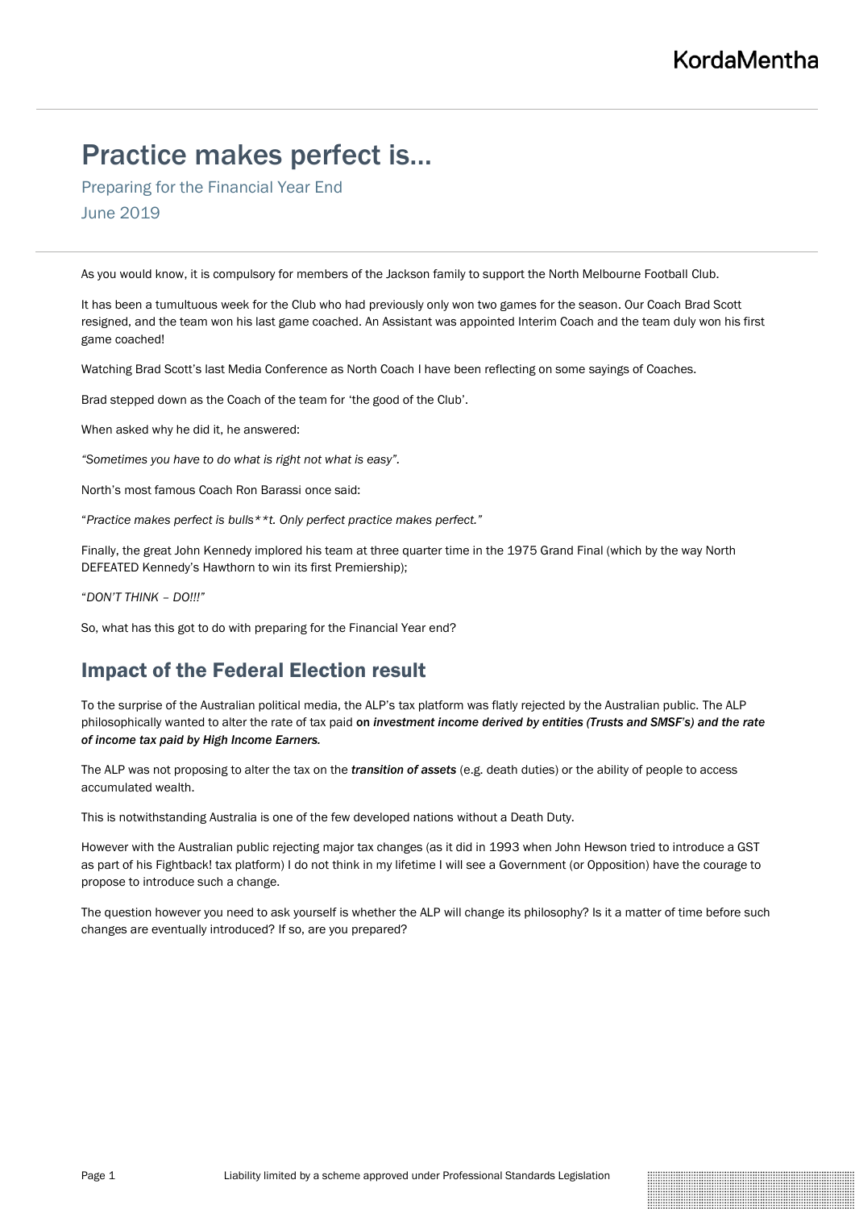KordaMentha

# Practice makes perfect is…

Preparing for the Financial Year End

June 2019

As you would know, it is compulsory for members of the Jackson family to support the North Melbourne Football Club.

It has been a tumultuous week for the Club who had previously only won two games for the season. Our Coach Brad Scott resigned, and the team won his last game coached. An Assistant was appointed Interim Coach and the team duly won his first game coached!

Watching Brad Scott's last Media Conference as North Coach I have been reflecting on some sayings of Coaches.

Brad stepped down as the Coach of the team for 'the good of the Club'.

When asked why he did it, he answered:

*"Sometimes you have to do what is right not what is easy".*

North's most famous Coach Ron Barassi once said:

"*Practice makes perfect is bulls**t. Only perfect practice makes perfect."*

Finally, the great John Kennedy implored his team at three quarter time in the 1975 Grand Final (which by the way North DEFEATED Kennedy's Hawthorn to win its first Premiership);

"*DON'T THINK – DO!!!"*

So, what has this got to do with preparing for the Financial Year end?

## Impact of the Federal Election result

To the surprise of the Australian political media, the ALP's tax platform was flatly rejected by the Australian public. The ALP philosophically wanted to alter the rate of tax paid **on *investment income derived by entities (Trusts and SMSF's) and the rate of income tax paid by High Income Earners.***

The ALP was not proposing to alter the tax on the ***transition of assets*** (e.g. death duties) or the ability of people to access accumulated wealth.

This is notwithstanding Australia is one of the few developed nations without a Death Duty.

However with the Australian public rejecting major tax changes (as it did in 1993 when John Hewson tried to introduce a GST as part of his Fightback! tax platform) I do not think in my lifetime I will see a Government (or Opposition) have the courage to propose to introduce such a change.

The question however you need to ask yourself is whether the ALP will change its philosophy? Is it a matter of time before such changes are eventually introduced? If so, are you prepared?

Liability limited by a scheme approved under Professional Standards Legislation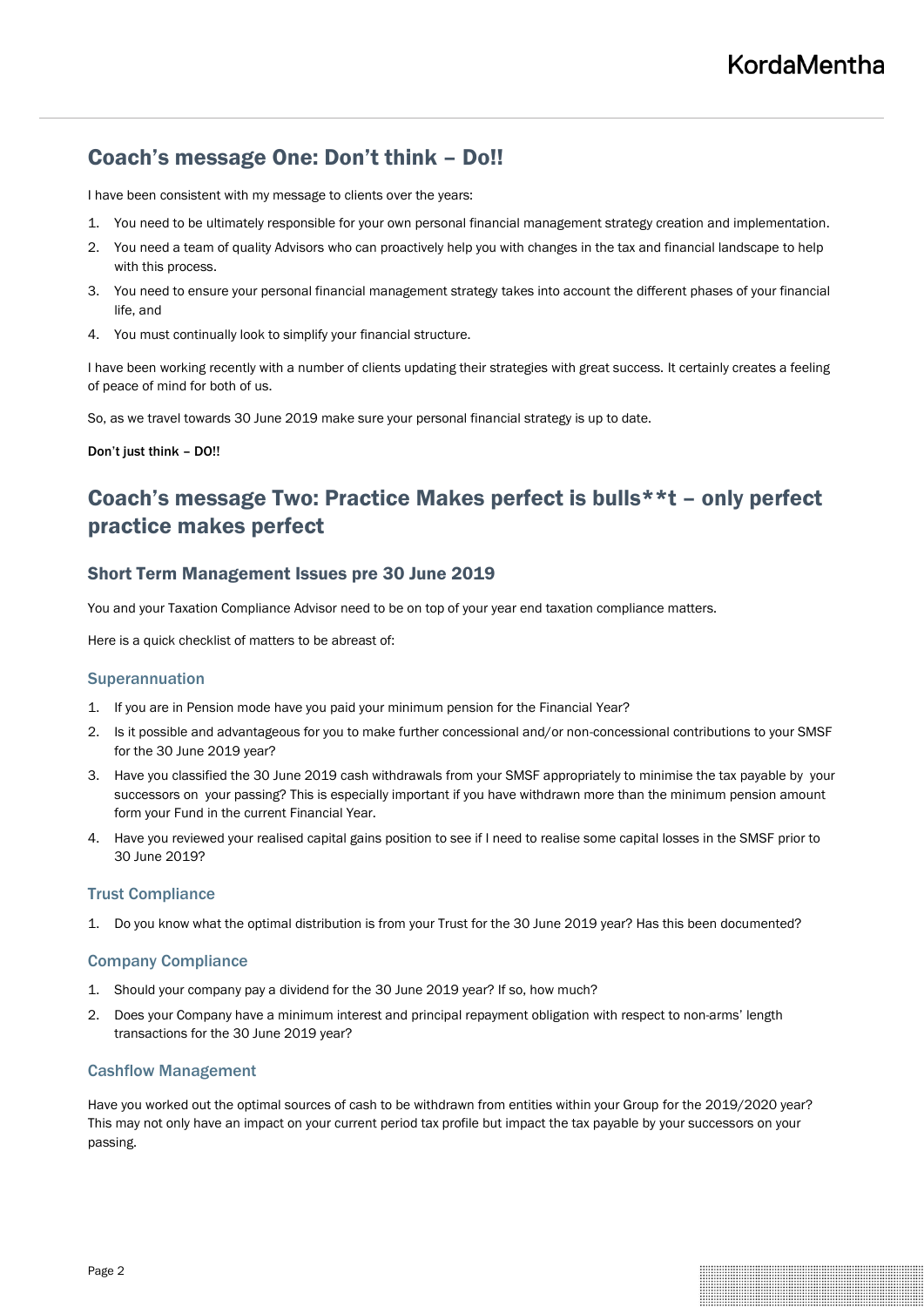## Coach's message One: Don't think – Do!!

I have been consistent with my message to clients over the years:

1. You need to be ultimately responsible for your own personal financial management strategy creation and implementation.
2. You need a team of quality Advisors who can proactively help you with changes in the tax and financial landscape to help with this process.
3. You need to ensure your personal financial management strategy takes into account the different phases of your financial life, and
4. You must continually look to simplify your financial structure.

I have been working recently with a number of clients updating their strategies with great success. It certainly creates a feeling of peace of mind for both of us.

So, as we travel towards 30 June 2019 make sure your personal financial strategy is up to date.

**Don't just think – DO!!**

## Coach's message Two: Practice Makes perfect is bulls**t – only perfect practice makes perfect

### Short Term Management Issues pre 30 June 2019

You and your Taxation Compliance Advisor need to be on top of your year end taxation compliance matters.

Here is a quick checklist of matters to be abreast of:

#### Superannuation

1. If you are in Pension mode have you paid your minimum pension for the Financial Year?
2. Is it possible and advantageous for you to make further concessional and/or non-concessional contributions to your SMSF for the 30 June 2019 year?
3. Have you classified the 30 June 2019 cash withdrawals from your SMSF appropriately to minimise the tax payable by your successors on your passing? This is especially important if you have withdrawn more than the minimum pension amount form your Fund in the current Financial Year.
4. Have you reviewed your realised capital gains position to see if I need to realise some capital losses in the SMSF prior to 30 June 2019?

#### Trust Compliance

1. Do you know what the optimal distribution is from your Trust for the 30 June 2019 year? Has this been documented?

#### Company Compliance

1. Should your company pay a dividend for the 30 June 2019 year? If so, how much?
2. Does your Company have a minimum interest and principal repayment obligation with respect to non-arms' length transactions for the 30 June 2019 year?

#### Cashflow Management

Have you worked out the optimal sources of cash to be withdrawn from entities within your Group for the 2019/2020 year? This may not only have an impact on your current period tax profile but impact the tax payable by your successors on your passing.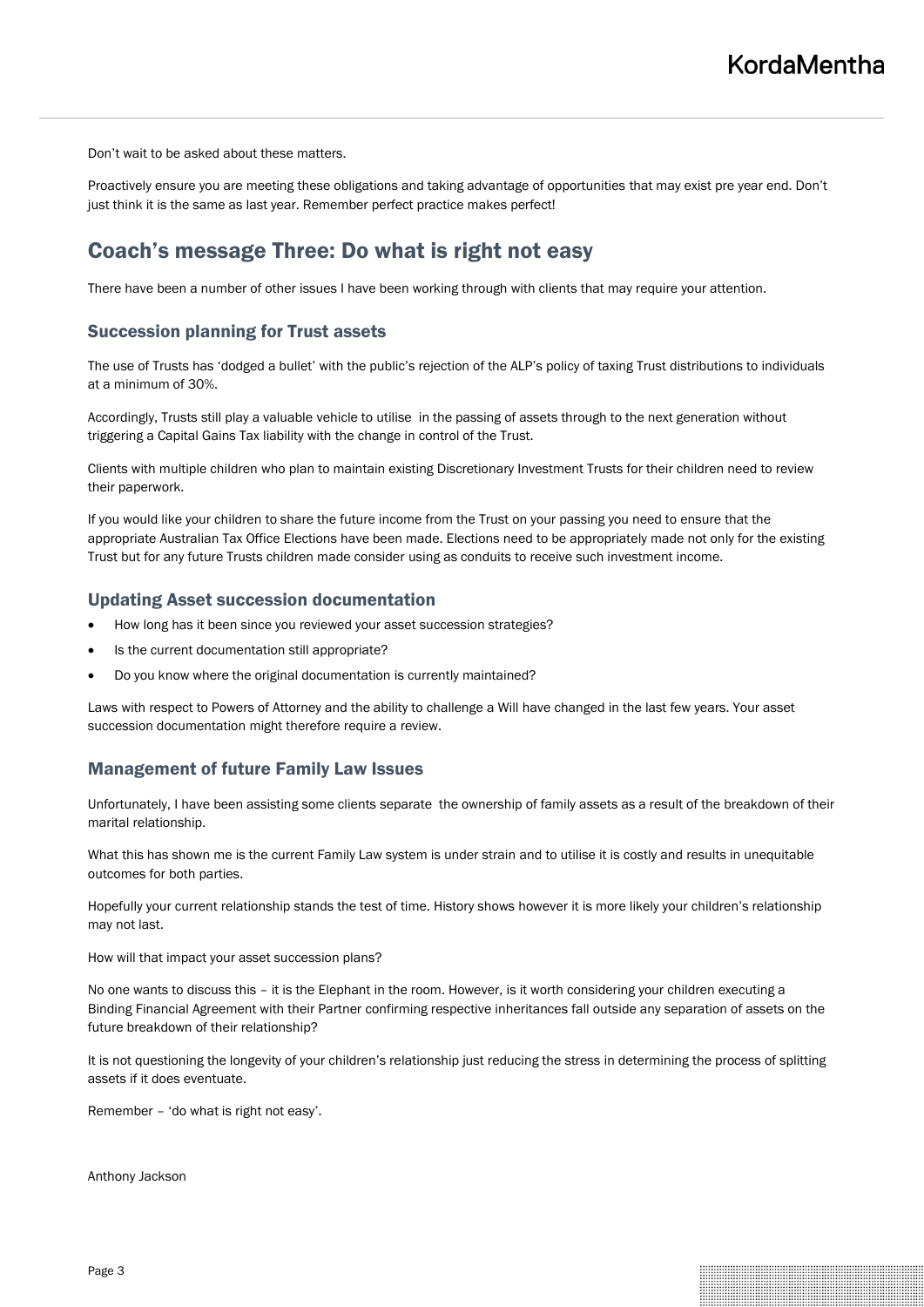Don't wait to be asked about these matters.

Proactively ensure you are meeting these obligations and taking advantage of opportunities that may exist pre year end. Don't just think it is the same as last year. Remember perfect practice makes perfect!

## Coach's message Three: Do what is right not easy

There have been a number of other issues I have been working through with clients that may require your attention.

### Succession planning for Trust assets

The use of Trusts has 'dodged a bullet' with the public's rejection of the ALP's policy of taxing Trust distributions to individuals at a minimum of 30%.

Accordingly, Trusts still play a valuable vehicle to utilise in the passing of assets through to the next generation without triggering a Capital Gains Tax liability with the change in control of the Trust.

Clients with multiple children who plan to maintain existing Discretionary Investment Trusts for their children need to review their paperwork.

If you would like your children to share the future income from the Trust on your passing you need to ensure that the appropriate Australian Tax Office Elections have been made. Elections need to be appropriately made not only for the existing Trust but for any future Trusts children made consider using as conduits to receive such investment income.

### Updating Asset succession documentation

- How long has it been since you reviewed your asset succession strategies?
- Is the current documentation still appropriate?
- Do you know where the original documentation is currently maintained?

Laws with respect to Powers of Attorney and the ability to challenge a Will have changed in the last few years. Your asset succession documentation might therefore require a review.

### Management of future Family Law Issues

Unfortunately, I have been assisting some clients separate the ownership of family assets as a result of the breakdown of their marital relationship.

What this has shown me is the current Family Law system is under strain and to utilise it is costly and results in unequitable outcomes for both parties.

Hopefully your current relationship stands the test of time. History shows however it is more likely your children's relationship may not last.

How will that impact your asset succession plans?

No one wants to discuss this – it is the Elephant in the room. However, is it worth considering your children executing a Binding Financial Agreement with their Partner confirming respective inheritances fall outside any separation of assets on the future breakdown of their relationship?

It is not questioning the longevity of your children's relationship just reducing the stress in determining the process of splitting assets if it does eventuate.

Remember – 'do what is right not easy'.

Anthony Jackson